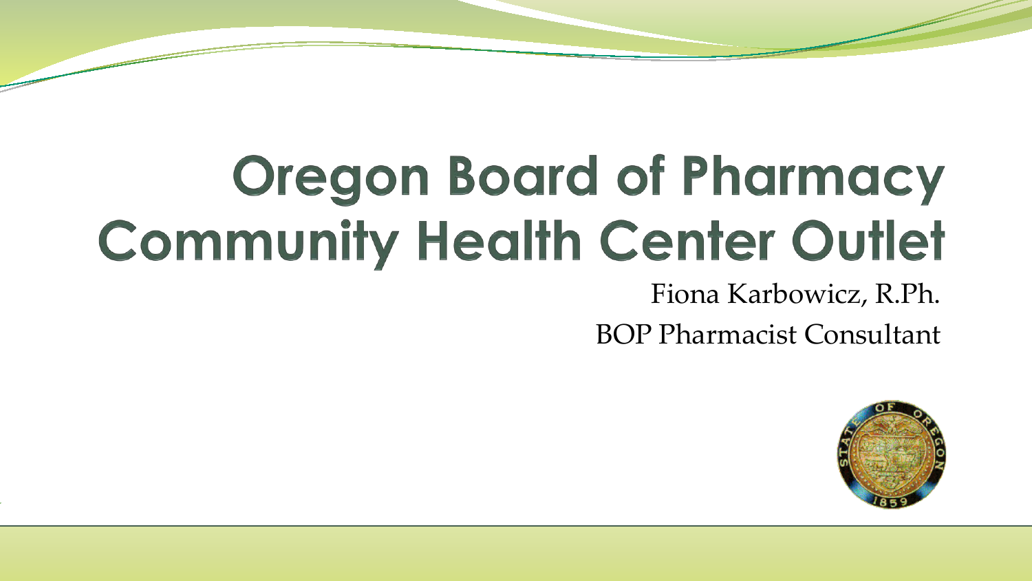# Oregon Board of Pharmacy Community Health Center Outlet

Fiona Karbowicz, R.Ph.

BOP Pharmacist Consultant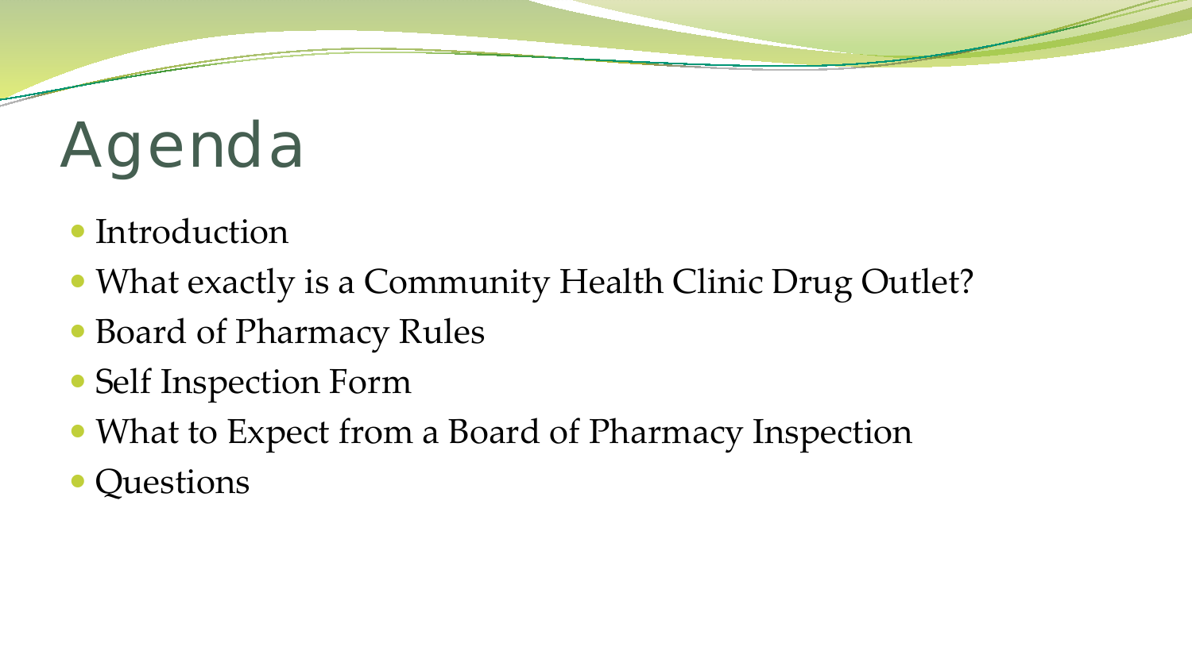# Agenda

- Introduction
- What exactly is a Community Health Clinic Drug Outlet?
- Board of Pharmacy Rules
- Self Inspection Form
- What to Expect from a Board of Pharmacy Inspection
- Questions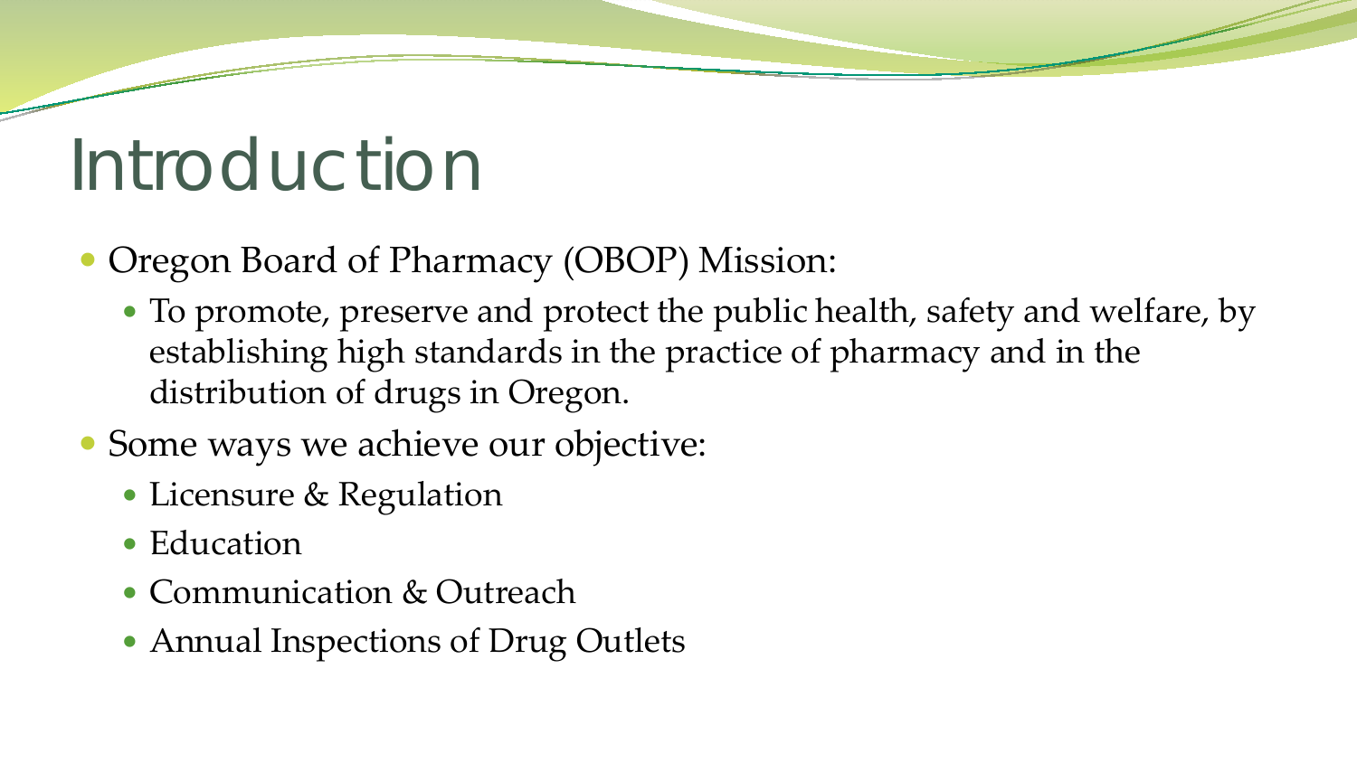# Introduction

- Oregon Board of Pharmacy (OBOP) Mission:
  - To promote, preserve and protect the public health, safety and welfare, by establishing high standards in the practice of pharmacy and in the distribution of drugs in Oregon.
- Some ways we achieve our objective:
  - Licensure & Regulation
  - Education
  - Communication & Outreach
  - Annual Inspections of Drug Outlets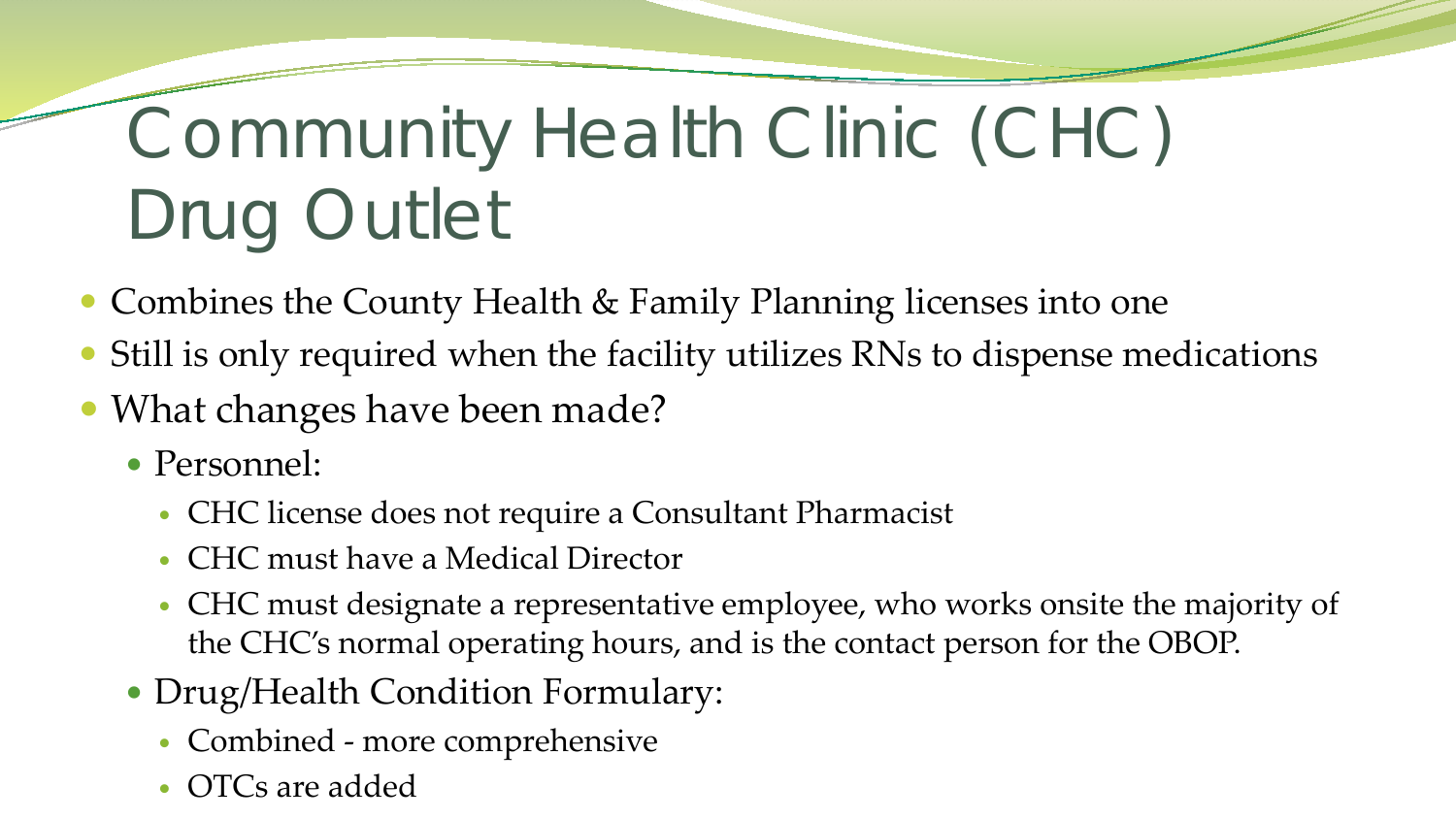# Community Health Clinic (CHC) Drug Outlet

- Combines the County Health & Family Planning licenses into one
- Still is only required when the facility utilizes RNs to dispense medications
- What changes have been made?
  - Personnel:
    - CHC license does not require a Consultant Pharmacist
    - CHC must have a Medical Director
    - CHC must designate a representative employee, who works onsite the majority of the CHC's normal operating hours, and is the contact person for the OBOP.
  - Drug/Health Condition Formulary:
    - Combined - more comprehensive
    - OTCs are added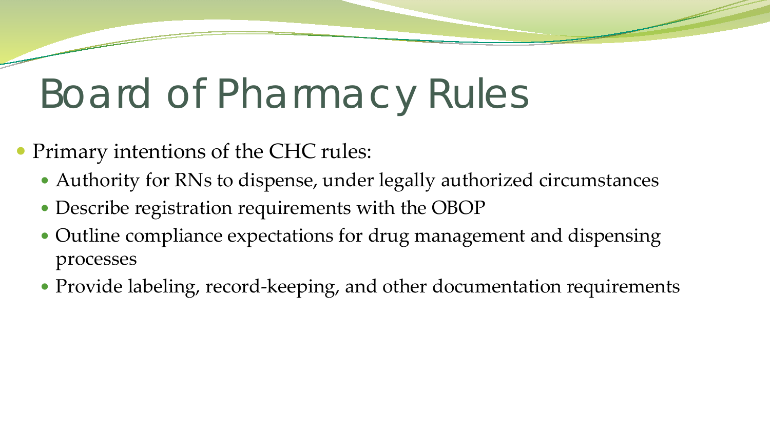# Board of Pharmacy Rules

- Primary intentions of the CHC rules:
  - Authority for RNs to dispense, under legally authorized circumstances
  - Describe registration requirements with the OBOP
  - Outline compliance expectations for drug management and dispensing processes
  - Provide labeling, record-keeping, and other documentation requirements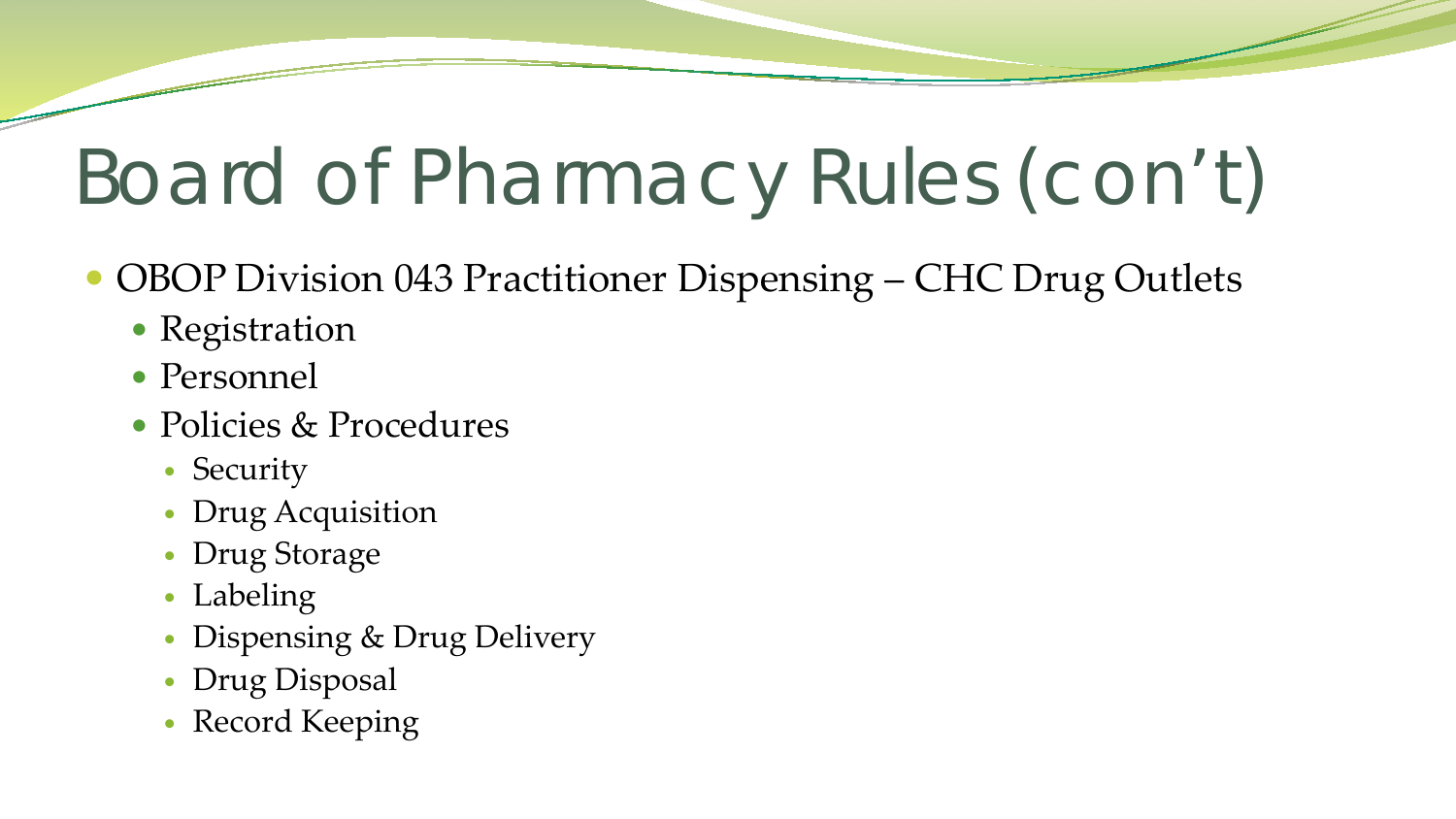# Board of Pharmacy Rules (con't)

- OBOP Division 043 Practitioner Dispensing – CHC Drug Outlets
  - Registration
  - Personnel
  - Policies & Procedures
    - Security
    - Drug Acquisition
    - Drug Storage
    - Labeling
    - Dispensing & Drug Delivery
    - Drug Disposal
    - Record Keeping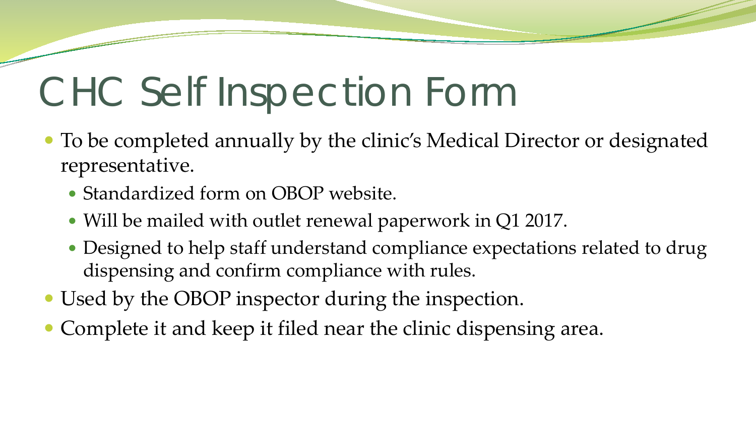# CHC Self Inspection Form

- To be completed annually by the clinic's Medical Director or designated representative.
  - Standardized form on OBOP website.
  - Will be mailed with outlet renewal paperwork in Q1 2017.
  - Designed to help staff understand compliance expectations related to drug dispensing and confirm compliance with rules.
- Used by the OBOP inspector during the inspection.
- Complete it and keep it filed near the clinic dispensing area.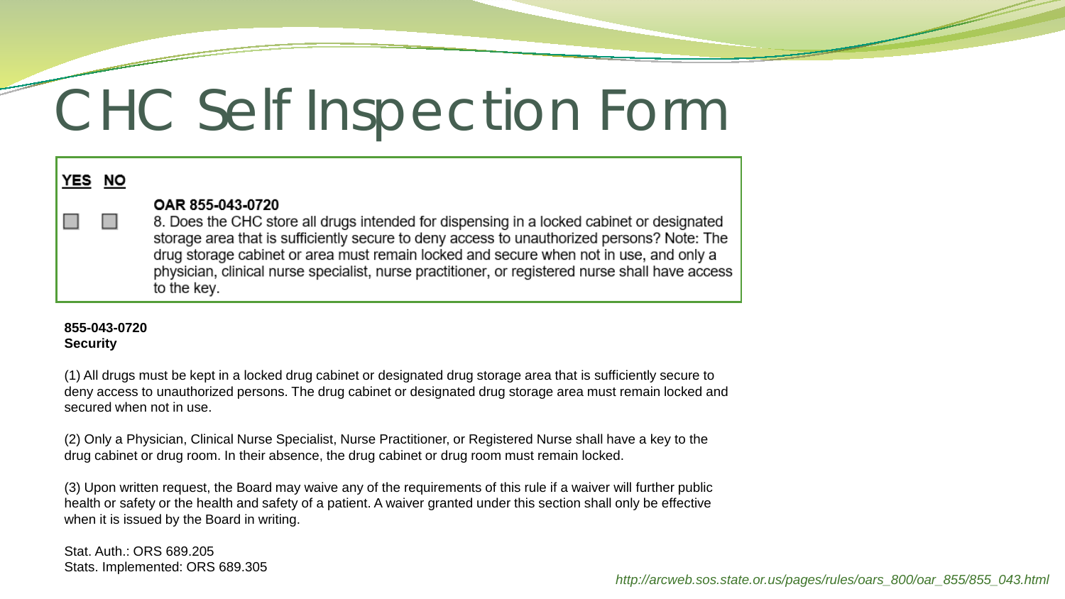# CHC Self Inspection Form

| YES | NO | |
|---|---|---|
| ☐ | ☐ | **OAR 855-043-0720**<br>8. Does the CHC store all drugs intended for dispensing in a locked cabinet or designated storage area that is sufficiently secure to deny access to unauthorized persons? Note: The drug storage cabinet or area must remain locked and secure when not in use, and only a physician, clinical nurse specialist, nurse practitioner, or registered nurse shall have access to the key. |

**855-043-0720**
**Security**

(1) All drugs must be kept in a locked drug cabinet or designated drug storage area that is sufficiently secure to deny access to unauthorized persons. The drug cabinet or designated drug storage area must remain locked and secured when not in use.

(2) Only a Physician, Clinical Nurse Specialist, Nurse Practitioner, or Registered Nurse shall have a key to the drug cabinet or drug room. In their absence, the drug cabinet or drug room must remain locked.

(3) Upon written request, the Board may waive any of the requirements of this rule if a waiver will further public health or safety or the health and safety of a patient. A waiver granted under this section shall only be effective when it is issued by the Board in writing.

Stat. Auth.: ORS 689.205
Stats. Implemented: ORS 689.305

*http://arcweb.sos.state.or.us/pages/rules/oars_800/oar_855/855_043.html*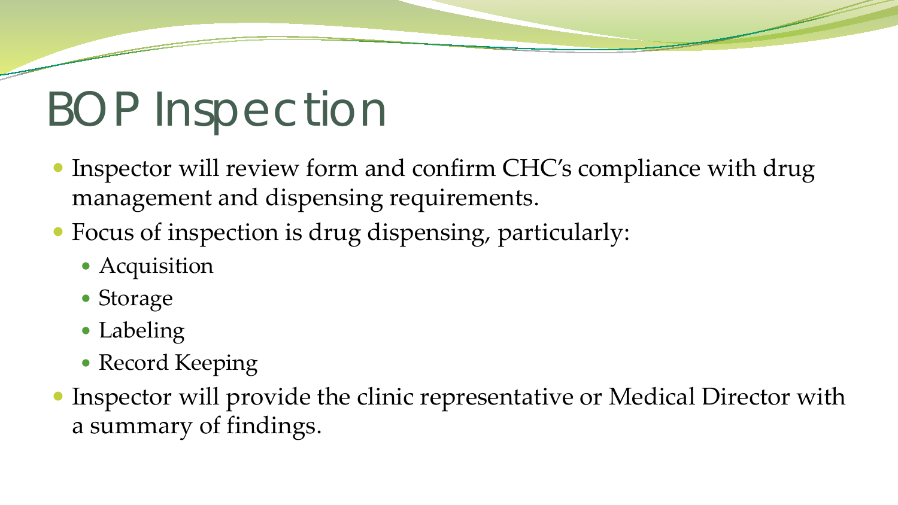# BOP Inspection

- Inspector will review form and confirm CHC's compliance with drug management and dispensing requirements.
- Focus of inspection is drug dispensing, particularly:
  - Acquisition
  - Storage
  - Labeling
  - Record Keeping
- Inspector will provide the clinic representative or Medical Director with a summary of findings.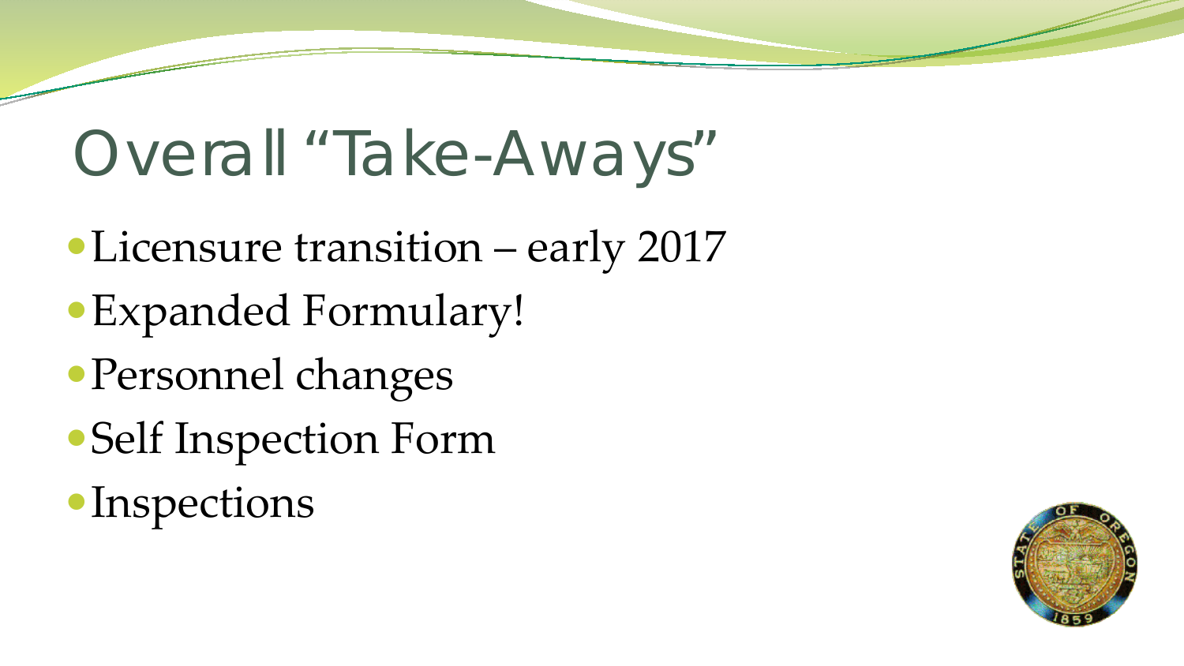# Overall "Take-Aways"

- Licensure transition – early 2017
- Expanded Formulary!
- Personnel changes
- Self Inspection Form
- Inspections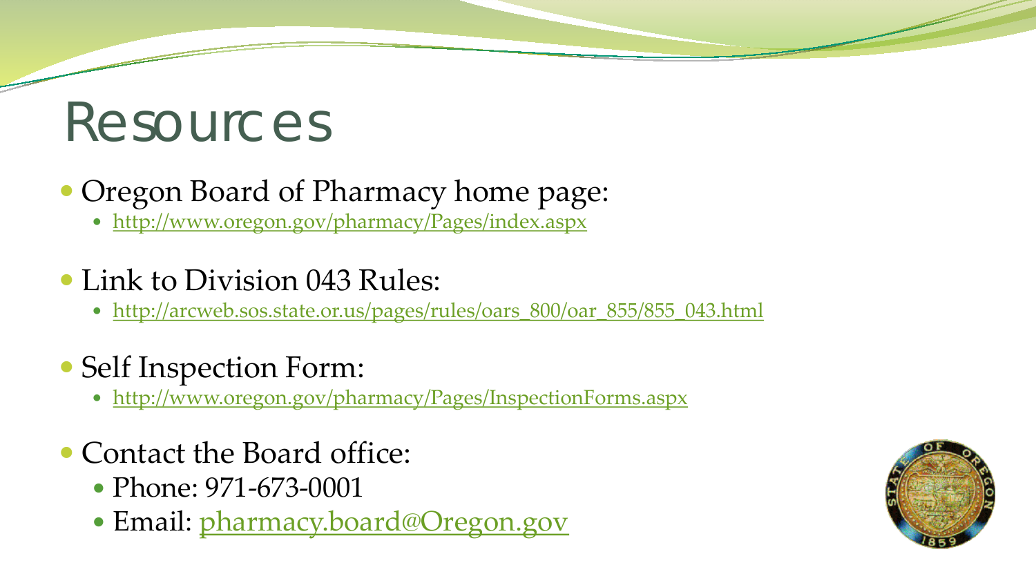# Resources

- Oregon Board of Pharmacy home page:
  - http://www.oregon.gov/pharmacy/Pages/index.aspx
- Link to Division 043 Rules:
  - http://arcweb.sos.state.or.us/pages/rules/oars_800/oar_855/855_043.html
- Self Inspection Form:
  - http://www.oregon.gov/pharmacy/Pages/InspectionForms.aspx
- Contact the Board office:
  - Phone: 971-673-0001
  - Email: pharmacy.board@Oregon.gov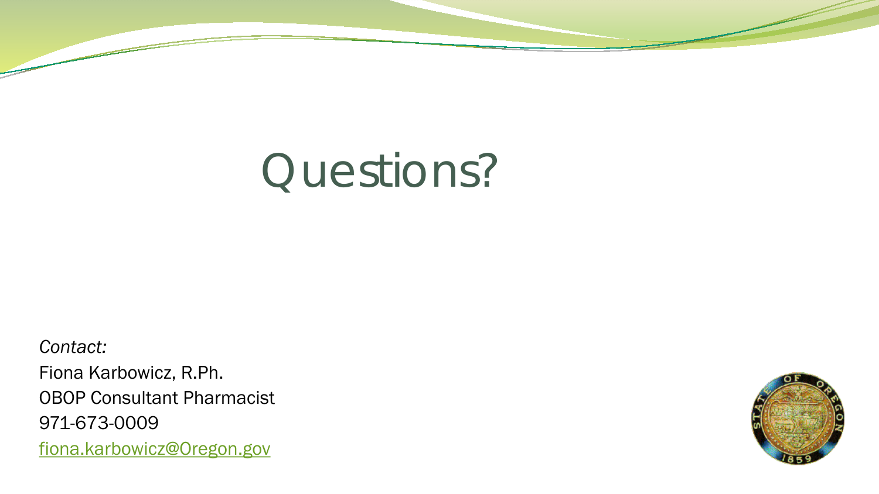# Questions?

*Contact:*

Fiona Karbowicz, R.Ph.

OBOP Consultant Pharmacist

971-673-0009

fiona.karbowicz@Oregon.gov